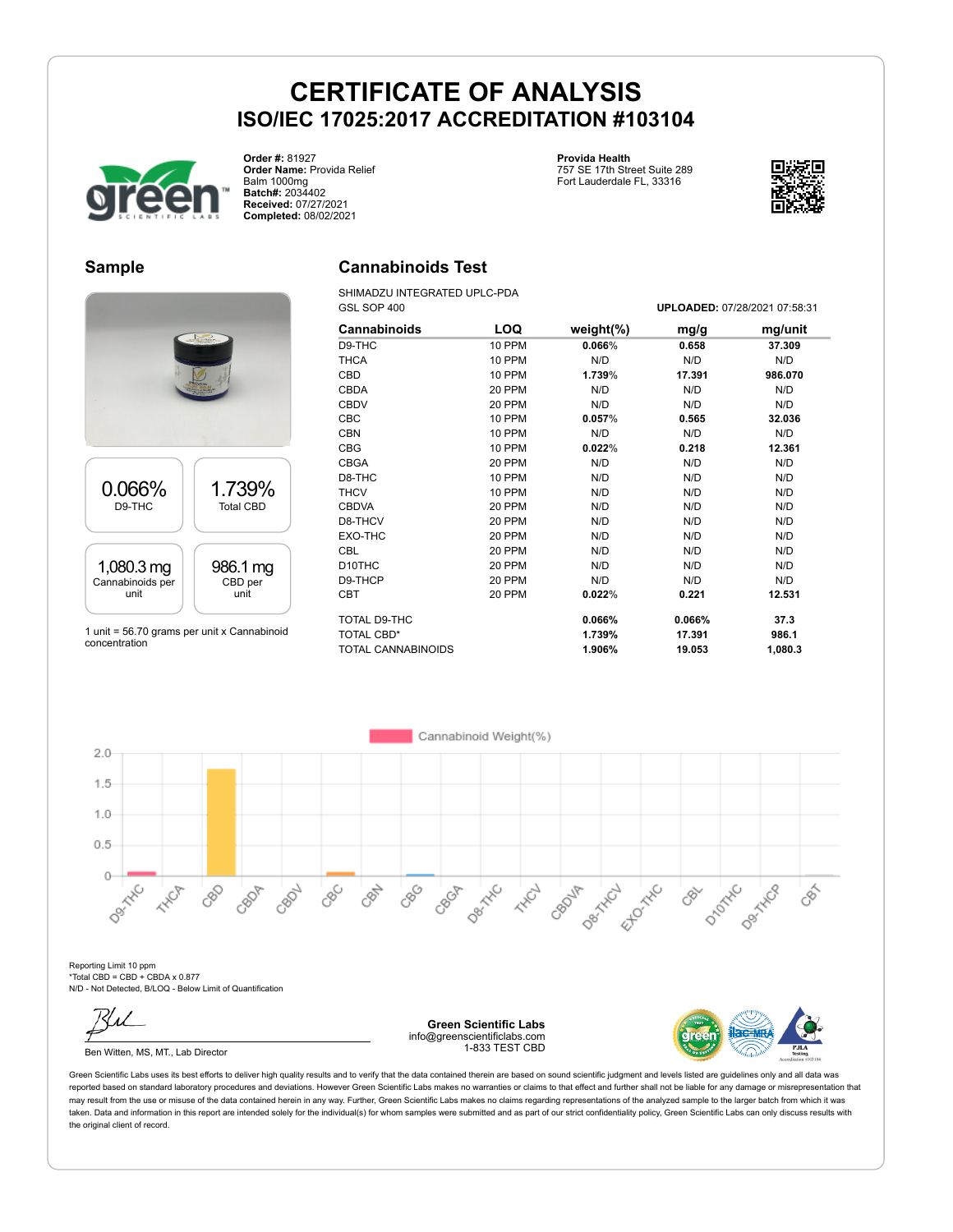# CERTIFICATE OF ANALYSIS

## ISO/IEC 17025:2017 ACCREDITATION #103104

**Order #:** 81927
**Order Name:** Provida Relief Balm 1000mg
**Batch#:** 2034402
**Received:** 07/27/2021
**Completed:** 08/02/2021

**Provida Health**
757 SE 17th Street Suite 289
Fort Lauderdale FL, 33316

## Sample

| 0.066% | 1.739% |
|---|---|
| D9-THC | Total CBD |

| 1,080.3 mg | 986.1 mg |
|---|---|
| Cannabinoids per unit | CBD per unit |

1 unit = 56.70 grams per unit x Cannabinoid concentration

## Cannabinoids Test

SHIMADZU INTEGRATED UPLC-PDA
GSL SOP 400

**UPLOADED:** 07/28/2021 07:58:31

| Cannabinoids | LOQ | weight(%) | mg/g | mg/unit |
|---|---|---|---|---|
| D9-THC | 10 PPM | **0.066%** | **0.658** | **37.309** |
| THCA | 10 PPM | N/D | N/D | N/D |
| CBD | 10 PPM | **1.739%** | **17.391** | **986.070** |
| CBDA | 20 PPM | N/D | N/D | N/D |
| CBDV | 20 PPM | N/D | N/D | N/D |
| CBC | 10 PPM | **0.057%** | **0.565** | **32.036** |
| CBN | 10 PPM | N/D | N/D | N/D |
| CBG | 10 PPM | **0.022%** | **0.218** | **12.361** |
| CBGA | 20 PPM | N/D | N/D | N/D |
| D8-THC | 10 PPM | N/D | N/D | N/D |
| THCV | 10 PPM | N/D | N/D | N/D |
| CBDVA | 20 PPM | N/D | N/D | N/D |
| D8-THCV | 20 PPM | N/D | N/D | N/D |
| EXO-THC | 20 PPM | N/D | N/D | N/D |
| CBL | 20 PPM | N/D | N/D | N/D |
| D10THC | 20 PPM | N/D | N/D | N/D |
| D9-THCP | 20 PPM | N/D | N/D | N/D |
| CBT | 20 PPM | **0.022%** | **0.221** | **12.531** |
| TOTAL D9-THC | | **0.066%** | **0.066%** | **37.3** |
| TOTAL CBD* | | **1.739%** | **17.391** | **986.1** |
| TOTAL CANNABINOIDS | | **1.906%** | **19.053** | **1,080.3** |

Reporting Limit 10 ppm
*Total CBD = CBD + CBDA x 0.877
N/D - Not Detected, B/LOQ - Below Limit of Quantification

Ben Witten, MS, MT., Lab Director

**Green Scientific Labs**
info@greenscientificlabs.com
1-833 TEST CBD

Green Scientific Labs uses its best efforts to deliver high quality results and to verify that the data contained therein are based on sound scientific judgment and levels listed are guidelines only and all data was reported based on standard laboratory procedures and deviations. However Green Scientific Labs makes no warranties or claims to that effect and further shall not be liable for any damage or misrepresentation that may result from the use or misuse of the data contained herein in any way. Further, Green Scientific Labs makes no claims regarding representations of the analyzed sample to the larger batch from which it was taken. Data and information in this report are intended solely for the individual(s) for whom samples were submitted and as part of our strict confidentiality policy, Green Scientific Labs can only discuss results with the original client of record.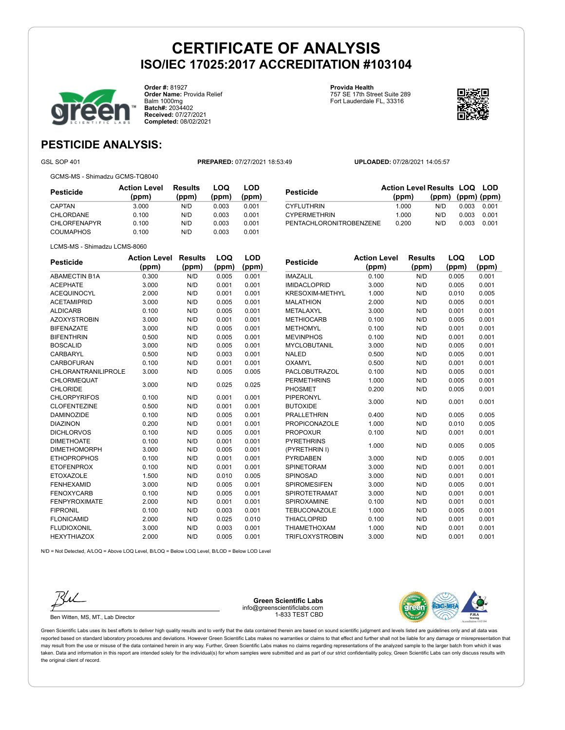# CERTIFICATE OF ANALYSIS
## ISO/IEC 17025:2017 ACCREDITATION #103104

**Order #:** 81927
**Order Name:** Provida Relief Balm 1000mg
**Batch#:** 2034402
**Received:** 07/27/2021
**Completed:** 08/02/2021

**Provida Health**
757 SE 17th Street Suite 289
Fort Lauderdale FL, 33316

## PESTICIDE ANALYSIS:

GSL SOP 401 **PREPARED:** 07/27/2021 18:53:49 **UPLOADED:** 07/28/2021 14:05:57

GCMS-MS - Shimadzu GCMS-TQ8040

| Pesticide | Action Level (ppm) | Results (ppm) | LOQ (ppm) | LOD (ppm) |
|---|---|---|---|---|
| CAPTAN | 3.000 | N/D | 0.003 | 0.001 |
| CHLORDANE | 0.100 | N/D | 0.003 | 0.001 |
| CHLORFENAPYR | 0.100 | N/D | 0.003 | 0.001 |
| COUMAPHOS | 0.100 | N/D | 0.003 | 0.001 |
| CYFLUTHRIN | 1.000 | N/D | 0.003 | 0.001 |
| CYPERMETHRIN | 1.000 | N/D | 0.003 | 0.001 |
| PENTACHLORONITROBENZENE | 0.200 | N/D | 0.003 | 0.001 |

LCMS-MS - Shimadzu LCMS-8060

| Pesticide | Action Level (ppm) | Results (ppm) | LOQ (ppm) | LOD (ppm) |
|---|---|---|---|---|
| ABAMECTIN B1A | 0.300 | N/D | 0.005 | 0.001 |
| ACEPHATE | 3.000 | N/D | 0.001 | 0.001 |
| ACEQUINOCYL | 2.000 | N/D | 0.001 | 0.001 |
| ACETAMIPRID | 3.000 | N/D | 0.005 | 0.001 |
| ALDICARB | 0.100 | N/D | 0.005 | 0.001 |
| AZOXYSTROBIN | 3.000 | N/D | 0.001 | 0.001 |
| BIFENAZATE | 3.000 | N/D | 0.005 | 0.001 |
| BIFENTHRIN | 0.500 | N/D | 0.005 | 0.001 |
| BOSCALID | 3.000 | N/D | 0.005 | 0.001 |
| CARBARYL | 0.500 | N/D | 0.003 | 0.001 |
| CARBOFURAN | 0.100 | N/D | 0.001 | 0.001 |
| CHLORANTRANILIPROLE | 3.000 | N/D | 0.005 | 0.005 |
| CHLORMEQUAT CHLORIDE | 3.000 | N/D | 0.025 | 0.025 |
| CHLORPYRIFOS | 0.100 | N/D | 0.001 | 0.001 |
| CLOFENTEZINE | 0.500 | N/D | 0.001 | 0.001 |
| DAMINOZIDE | 0.100 | N/D | 0.005 | 0.001 |
| DIAZINON | 0.200 | N/D | 0.001 | 0.001 |
| DICHLORVOS | 0.100 | N/D | 0.005 | 0.001 |
| DIMETHOATE | 0.100 | N/D | 0.001 | 0.001 |
| DIMETHOMORPH | 3.000 | N/D | 0.005 | 0.001 |
| ETHOPROPHOS | 0.100 | N/D | 0.001 | 0.001 |
| ETOFENPROX | 0.100 | N/D | 0.001 | 0.001 |
| ETOXAZOLE | 1.500 | N/D | 0.010 | 0.005 |
| FENHEXAMID | 3.000 | N/D | 0.005 | 0.001 |
| FENOXYCARB | 0.100 | N/D | 0.005 | 0.001 |
| FENPYROXIMATE | 2.000 | N/D | 0.001 | 0.001 |
| FIPRONIL | 0.100 | N/D | 0.003 | 0.001 |
| FLONICAMID | 2.000 | N/D | 0.025 | 0.010 |
| FLUDIOXONIL | 3.000 | N/D | 0.003 | 0.001 |
| HEXYTHIAZOX | 2.000 | N/D | 0.005 | 0.001 |
| IMAZALIL | 0.100 | N/D | 0.005 | 0.001 |
| IMIDACLOPRID | 3.000 | N/D | 0.005 | 0.001 |
| KRESOXIM-METHYL | 1.000 | N/D | 0.010 | 0.005 |
| MALATHION | 2.000 | N/D | 0.005 | 0.001 |
| METALAXYL | 3.000 | N/D | 0.001 | 0.001 |
| METHIOCARB | 0.100 | N/D | 0.005 | 0.001 |
| METHOMYL | 0.100 | N/D | 0.001 | 0.001 |
| MEVINPHOS | 0.100 | N/D | 0.001 | 0.001 |
| MYCLOBUTANIL | 3.000 | N/D | 0.005 | 0.001 |
| NALED | 0.500 | N/D | 0.005 | 0.001 |
| OXAMYL | 0.500 | N/D | 0.001 | 0.001 |
| PACLOBUTRAZOL | 0.100 | N/D | 0.005 | 0.001 |
| PERMETHRINS | 1.000 | N/D | 0.005 | 0.001 |
| PHOSMET | 0.200 | N/D | 0.005 | 0.001 |
| PIPERONYL BUTOXIDE | 3.000 | N/D | 0.001 | 0.001 |
| PRALLETHRIN | 0.400 | N/D | 0.005 | 0.005 |
| PROPICONAZOLE | 1.000 | N/D | 0.010 | 0.005 |
| PROPOXUR | 0.100 | N/D | 0.001 | 0.001 |
| PYRETHRINS (PYRETHRIN I) | 1.000 | N/D | 0.005 | 0.005 |
| PYRIDABEN | 3.000 | N/D | 0.005 | 0.001 |
| SPINETORAM | 3.000 | N/D | 0.001 | 0.001 |
| SPINOSAD | 3.000 | N/D | 0.001 | 0.001 |
| SPIROMESIFEN | 3.000 | N/D | 0.005 | 0.001 |
| SPIROTETRAMAT | 3.000 | N/D | 0.001 | 0.001 |
| SPIROXAMINE | 0.100 | N/D | 0.001 | 0.001 |
| TEBUCONAZOLE | 1.000 | N/D | 0.005 | 0.001 |
| THIACLOPRID | 0.100 | N/D | 0.001 | 0.001 |
| THIAMETHOXAM | 1.000 | N/D | 0.001 | 0.001 |
| TRIFLOXYSTROBIN | 3.000 | N/D | 0.001 | 0.001 |

N/D = Not Detected, A/LOQ = Above LOQ Level, B/LOQ = Below LOQ Level, B/LOD = Below LOD Level

Ben Witten, MS, MT., Lab Director

**Green Scientific Labs**
info@greenscientificlabs.com
1-833 TEST CBD

Green Scientific Labs uses its best efforts to deliver high quality results and to verify that the data contained therein are based on sound scientific judgment and levels listed are guidelines only and all data was reported based on standard laboratory procedures and deviations. However Green Scientific Labs makes no warranties or claims to that effect and further shall not be liable for any damage or misrepresentation that may result from the use or misuse of the data contained herein in any way. Further, Green Scientific Labs makes no claims regarding representations of the analyzed sample to the larger batch from which it was taken. Data and information in this report are intended solely for the individual(s) for whom samples were submitted and as part of our strict confidentiality policy, Green Scientific Labs can only discuss results with the original client of record.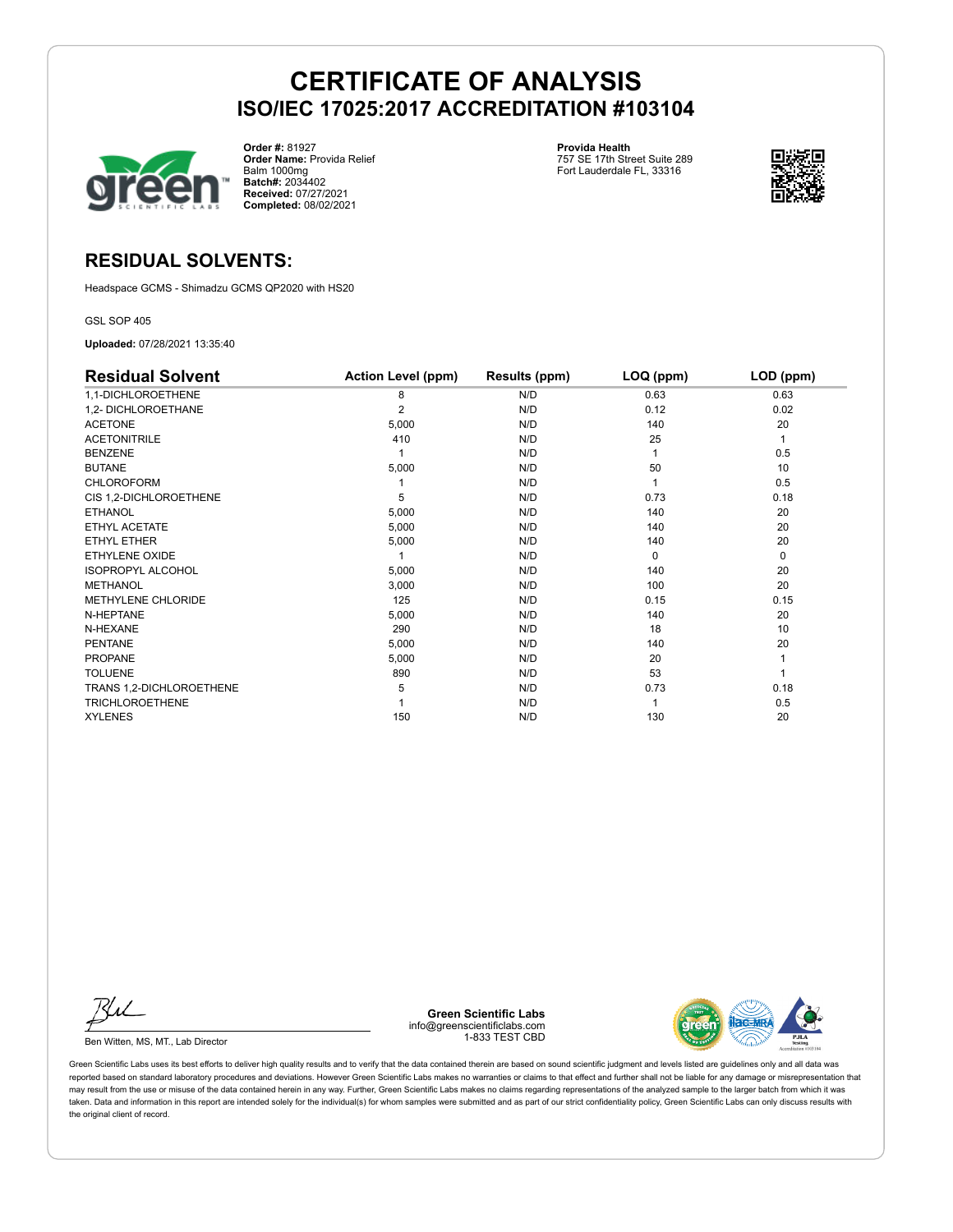# CERTIFICATE OF ANALYSIS
## ISO/IEC 17025:2017 ACCREDITATION #103104

**Order #:** 81927
**Order Name:** Provida Relief Balm 1000mg
**Batch#:** 2034402
**Received:** 07/27/2021
**Completed:** 08/02/2021

**Provida Health**
757 SE 17th Street Suite 289
Fort Lauderdale FL, 33316

## RESIDUAL SOLVENTS:

Headspace GCMS - Shimadzu GCMS QP2020 with HS20

GSL SOP 405

**Uploaded:** 07/28/2021 13:35:40

| Residual Solvent | Action Level (ppm) | Results (ppm) | LOQ (ppm) | LOD (ppm) |
|---|---|---|---|---|
| 1,1-DICHLOROETHENE | 8 | N/D | 0.63 | 0.63 |
| 1,2- DICHLOROETHANE | 2 | N/D | 0.12 | 0.02 |
| ACETONE | 5,000 | N/D | 140 | 20 |
| ACETONITRILE | 410 | N/D | 25 | 1 |
| BENZENE | 1 | N/D | 1 | 0.5 |
| BUTANE | 5,000 | N/D | 50 | 10 |
| CHLOROFORM | 1 | N/D | 1 | 0.5 |
| CIS 1,2-DICHLOROETHENE | 5 | N/D | 0.73 | 0.18 |
| ETHANOL | 5,000 | N/D | 140 | 20 |
| ETHYL ACETATE | 5,000 | N/D | 140 | 20 |
| ETHYL ETHER | 5,000 | N/D | 140 | 20 |
| ETHYLENE OXIDE | 1 | N/D | 0 | 0 |
| ISOPROPYL ALCOHOL | 5,000 | N/D | 140 | 20 |
| METHANOL | 3,000 | N/D | 100 | 20 |
| METHYLENE CHLORIDE | 125 | N/D | 0.15 | 0.15 |
| N-HEPTANE | 5,000 | N/D | 140 | 20 |
| N-HEXANE | 290 | N/D | 18 | 10 |
| PENTANE | 5,000 | N/D | 140 | 20 |
| PROPANE | 5,000 | N/D | 20 | 1 |
| TOLUENE | 890 | N/D | 53 | 1 |
| TRANS 1,2-DICHLOROETHENE | 5 | N/D | 0.73 | 0.18 |
| TRICHLOROETHENE | 1 | N/D | 1 | 0.5 |
| XYLENES | 150 | N/D | 130 | 20 |

Ben Witten, MS, MT., Lab Director

**Green Scientific Labs**
info@greenscientificlabs.com
1-833 TEST CBD

Green Scientific Labs uses its best efforts to deliver high quality results and to verify that the data contained therein are based on sound scientific judgment and levels listed are guidelines only and all data was reported based on standard laboratory procedures and deviations. However Green Scientific Labs makes no warranties or claims to that effect and further shall not be liable for any damage or misrepresentation that may result from the use or misuse of the data contained herein in any way. Further, Green Scientific Labs makes no claims regarding representations of the analyzed sample to the larger batch from which it was taken. Data and information in this report are intended solely for the individual(s) for whom samples were submitted and as part of our strict confidentiality policy, Green Scientific Labs can only discuss results with the original client of record.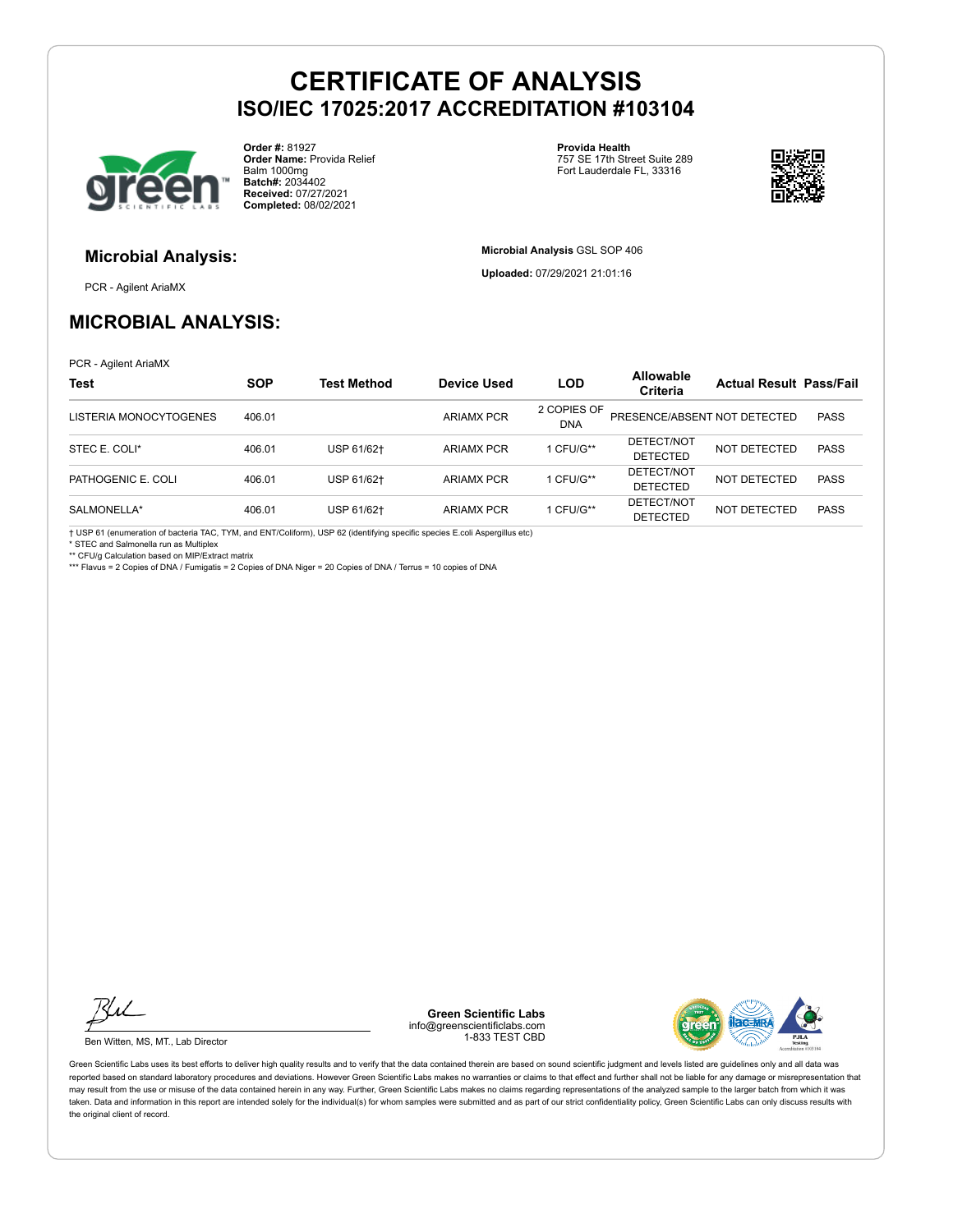# CERTIFICATE OF ANALYSIS

## ISO/IEC 17025:2017 ACCREDITATION #103104

**Order #:** 81927
**Order Name:** Provida Relief Balm 1000mg
**Batch#:** 2034402
**Received:** 07/27/2021
**Completed:** 08/02/2021

**Provida Health**
757 SE 17th Street Suite 289
Fort Lauderdale FL, 33316

### Microbial Analysis:

PCR - Agilent AriaMX

**Microbial Analysis** GSL SOP 406

**Uploaded:** 07/29/2021 21:01:16

## MICROBIAL ANALYSIS:

PCR - Agilent AriaMX

| Test | SOP | Test Method | Device Used | LOD | Allowable Criteria | Actual Result | Pass/Fail |
|---|---|---|---|---|---|---|---|
| LISTERIA MONOCYTOGENES | 406.01 | | ARIAMX PCR | 2 COPIES OF DNA | PRESENCE/ABSENT | NOT DETECTED | PASS |
| STEC E. COLI* | 406.01 | USP 61/62† | ARIAMX PCR | 1 CFU/G** | DETECT/NOT DETECTED | NOT DETECTED | PASS |
| PATHOGENIC E. COLI | 406.01 | USP 61/62† | ARIAMX PCR | 1 CFU/G** | DETECT/NOT DETECTED | NOT DETECTED | PASS |
| SALMONELLA* | 406.01 | USP 61/62† | ARIAMX PCR | 1 CFU/G** | DETECT/NOT DETECTED | NOT DETECTED | PASS |

† USP 61 (enumeration of bacteria TAC, TYM, and ENT/Coliform), USP 62 (identifying specific species E.coli Aspergillus etc)
* STEC and Salmonella run as Multiplex
** CFU/g Calculation based on MIP/Extract matrix
*** Flavus = 2 Copies of DNA / Fumigatis = 2 Copies of DNA Niger = 20 Copies of DNA / Terrus = 10 copies of DNA

Ben Witten, MS, MT., Lab Director

**Green Scientific Labs**
info@greenscientificlabs.com
1-833 TEST CBD

Green Scientific Labs uses its best efforts to deliver high quality results and to verify that the data contained therein are based on sound scientific judgment and levels listed are guidelines only and all data was reported based on standard laboratory procedures and deviations. However Green Scientific Labs makes no warranties or claims to that effect and further shall not be liable for any damage or misrepresentation that may result from the use or misuse of the data contained herein in any way. Further, Green Scientific Labs makes no claims regarding representations of the analyzed sample to the larger batch from which it was taken. Data and information in this report are intended solely for the individual(s) for whom samples were submitted and as part of our strict confidentiality policy, Green Scientific Labs can only discuss results with the original client of record.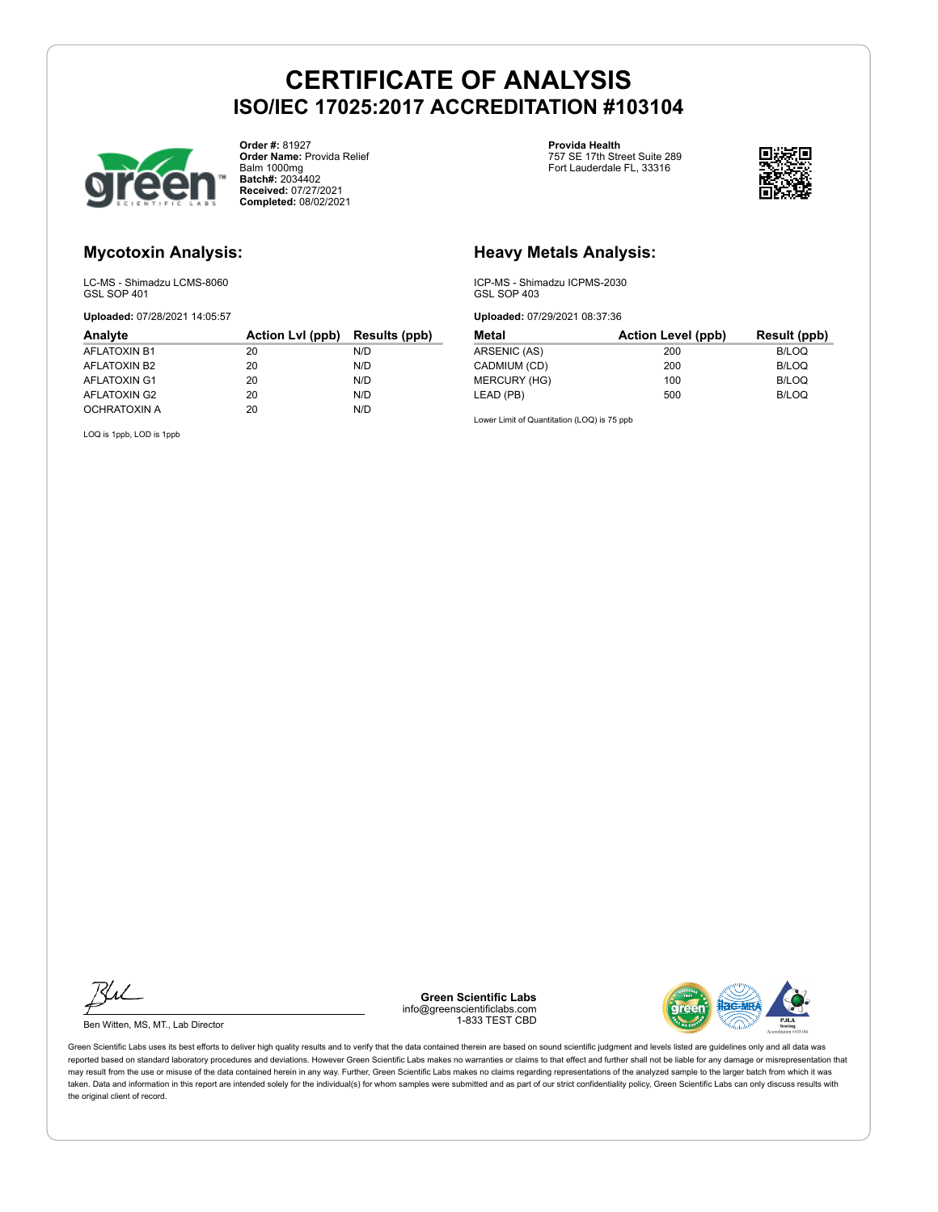# CERTIFICATE OF ANALYSIS

## ISO/IEC 17025:2017 ACCREDITATION #103104

**Order #:** 81927
**Order Name:** Provida Relief Balm 1000mg
**Batch#:** 2034402
**Received:** 07/27/2021
**Completed:** 08/02/2021

**Provida Health**
757 SE 17th Street Suite 289
Fort Lauderdale FL, 33316

## Mycotoxin Analysis:

LC-MS - Shimadzu LCMS-8060
GSL SOP 401

**Uploaded:** 07/28/2021 14:05:57

| Analyte | Action Lvl (ppb) | Results (ppb) |
|---|---|---|
| AFLATOXIN B1 | 20 | N/D |
| AFLATOXIN B2 | 20 | N/D |
| AFLATOXIN G1 | 20 | N/D |
| AFLATOXIN G2 | 20 | N/D |
| OCHRATOXIN A | 20 | N/D |

LOQ is 1ppb, LOD is 1ppb

## Heavy Metals Analysis:

ICP-MS - Shimadzu ICPMS-2030
GSL SOP 403

**Uploaded:** 07/29/2021 08:37:36

| Metal | Action Level (ppb) | Result (ppb) |
|---|---|---|
| ARSENIC (AS) | 200 | B/LOQ |
| CADMIUM (CD) | 200 | B/LOQ |
| MERCURY (HG) | 100 | B/LOQ |
| LEAD (PB) | 500 | B/LOQ |

Lower Limit of Quantitation (LOQ) is 75 ppb

Ben Witten, MS, MT., Lab Director

**Green Scientific Labs**
info@greenscientificlabs.com
1-833 TEST CBD

Green Scientific Labs uses its best efforts to deliver high quality results and to verify that the data contained therein are based on sound scientific judgment and levels listed are guidelines only and all data was reported based on standard laboratory procedures and deviations. However Green Scientific Labs makes no warranties or claims to that effect and further shall not be liable for any damage or misrepresentation that may result from the use or misuse of the data contained herein in any way. Further, Green Scientific Labs makes no claims regarding representations of the analyzed sample to the larger batch from which it was taken. Data and information in this report are intended solely for the individual(s) for whom samples were submitted and as part of our strict confidentiality policy, Green Scientific Labs can only discuss results with the original client of record.